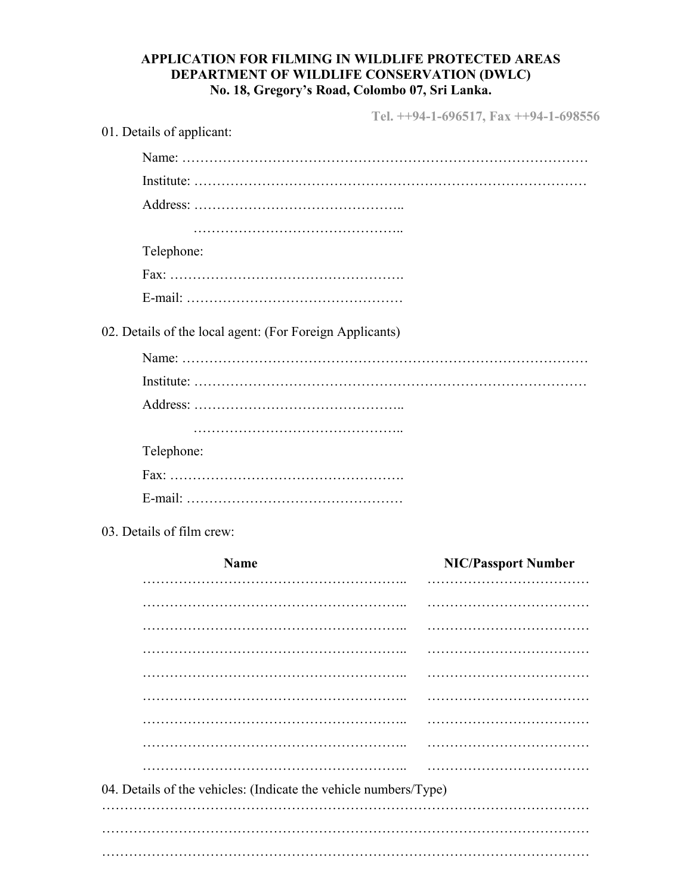**APPLICATION FOR FILMING IN WILDLIFE PROTECTED AREAS**
**DEPARTMENT OF WILDLIFE CONSERVATION (DWLC)**
**No. 18, Gregory's Road, Colombo 07, Sri Lanka.**

**Tel. ++94-1-696517, Fax ++94-1-698556**

01. Details of applicant:

Name: ………………………………………………………………………………

Institute: ……………………………………………………………………………

Address: ………………………………………..

………………………………………..

Telephone:

Fax: …………………………………………….

E-mail: ………………………………………….

02. Details of the local agent: (For Foreign Applicants)

Name: ………………………………………………………………………………

Institute: ……………………………………………………………………………

Address: ………………………………………..

………………………………………..

Telephone:

Fax: …………………………………………….

E-mail: ………………………………………….

03. Details of film crew:

| Name | NIC/Passport Number |
|---|---|
| ……………………………………………….. | ……………………………… |
| ……………………………………………….. | ……………………………… |
| ……………………………………………….. | ……………………………… |
| ……………………………………………….. | ……………………………… |
| ……………………………………………….. | ……………………………… |
| ……………………………………………….. | ……………………………… |
| ……………………………………………….. | ……………………………… |
| ……………………………………………….. | ……………………………… |
| ……………………………………………….. | ……………………………… |

04. Details of the vehicles: (Indicate the vehicle numbers/Type)

………………………………………………………………………………………………

………………………………………………………………………………………………

………………………………………………………………………………………………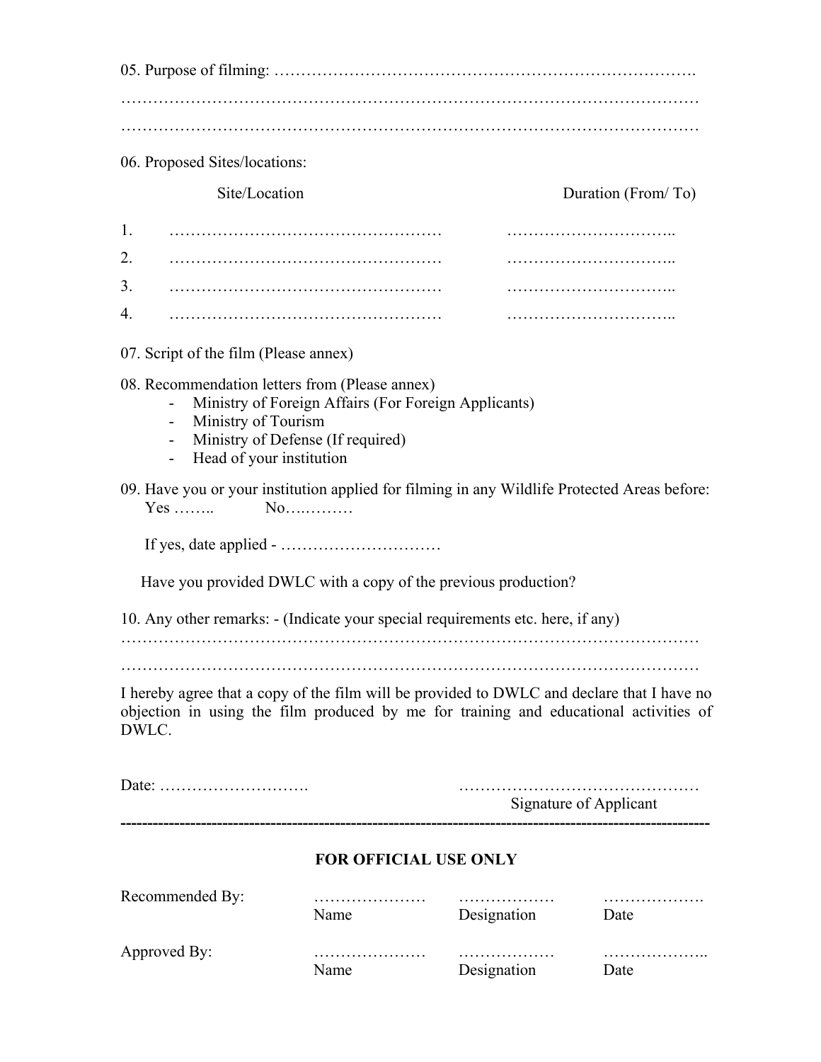05. Purpose of filming: ………………………………………………………………….

……………………………………………………………………………………………

……………………………………………………………………………………………

06. Proposed Sites/locations:

| | Site/Location | Duration (From/ To) |
|---|---|---|
| 1. | …………………………………………… | ………………………….. |
| 2. | …………………………………………… | ………………………….. |
| 3. | …………………………………………… | ………………………….. |
| 4. | …………………………………………… | ………………………….. |

07. Script of the film (Please annex)

08. Recommendation letters from (Please annex)

- Ministry of Foreign Affairs (For Foreign Applicants)
- Ministry of Tourism
- Ministry of Defense (If required)
- Head of your institution

09. Have you or your institution applied for filming in any Wildlife Protected Areas before:
Yes ……..   No….………

If yes, date applied - …………………………

Have you provided DWLC with a copy of the previous production?

10. Any other remarks: - (Indicate your special requirements etc. here, if any)

……………………………………………………………………………………………

……………………………………………………………………………………………

I hereby agree that a copy of the film will be provided to DWLC and declare that I have no objection in using the film produced by me for training and educational activities of DWLC.

Date: ……………………….   ……………………………………
Signature of Applicant

---

**FOR OFFICIAL USE ONLY**

| | | | |
|---|---|---|---|
| Recommended By: | …………………<br>Name | ………………<br>Designation | ……………….<br>Date |
| Approved By: | …………………<br>Name | ………………<br>Designation | ………………..<br>Date |